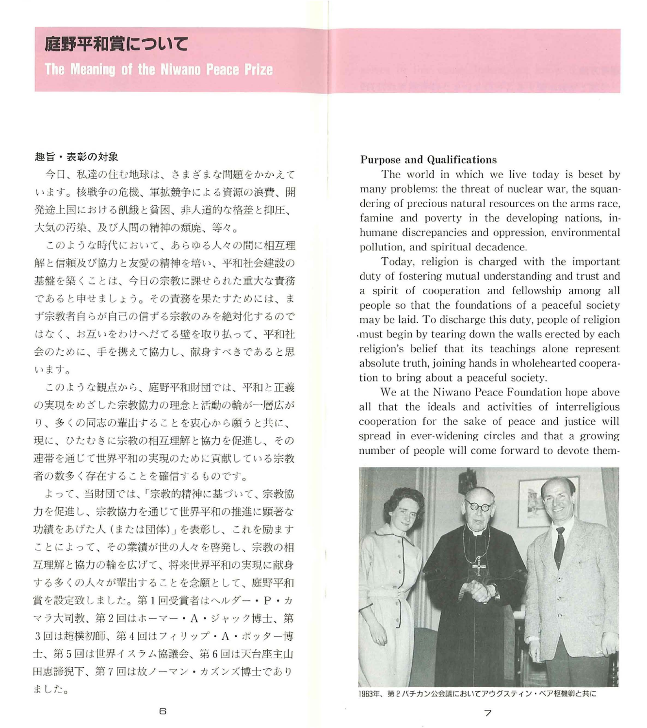# 庭野平和賞について

## The Meaning of the Niwano Peace Prize

### 趣旨・表彰の対象

今日、私達の住む地球は、さまざまな問題をかかえています。核戦争の危機、軍拡競争による資源の浪費、開発途上国における飢餓と貧困、非人道的な格差と抑圧、大気の汚染、及び人間の精神の頽廃、等々。

このような時代において、あらゆる人々の間に相互理解と信頼及び協力と友愛の精神を培い、平和社会建設の基盤を築くことは、今日の宗教に課せられた重大な責務であると申せましょう。その責務を果たすためには、まず宗教者自らが自己の信ずる宗教のみを絶対化するのではなく、お互いをわけへだてる壁を取り払って、平和社会のために、手を携えて協力し、献身すべきであると思います。

このような観点から、庭野平和財団では、平和と正義の実現をめざした宗教協力の理念と活動の輪が一層広がり、多くの同志の輩出することを衷心から願うと共に、現に、ひたむきに宗教の相互理解と協力を促進し、その連帯を通じて世界平和の実現のために貢献している宗教者の数多く存在することを確信するものです。

よって、当財団では、「宗教的精神に基づいて、宗教協力を促進し、宗教協力を通じて世界平和の推進に顕著な功績をあげた人(または団体)」を表彰し、これを励ますことによって、その業績が世の人々を啓発し、宗教の相互理解と協力の輪を広げて、将来世界平和の実現に献身する多くの人々が輩出することを念願として、庭野平和賞を設定致しました。第1回受賞者はヘルダー・P・カマラ大司教、第2回はホーマー・A・ジャック博士、第3回は趙樸初師、第4回はフィリップ・A・ポッター博士、第5回は世界イスラム協議会、第6回は天台座主山田恵諦猊下、第7回は故ノーマン・カズンズ博士でありました。

### Purpose and Qualifications

The world in which we live today is beset by many problems: the threat of nuclear war, the squandering of precious natural resources on the arms race, famine and poverty in the developing nations, inhumane discrepancies and oppression, environmental pollution, and spiritual decadence.

Today, religion is charged with the important duty of fostering mutual understanding and trust and a spirit of cooperation and fellowship among all people so that the foundations of a peaceful society may be laid. To discharge this duty, people of religion must begin by tearing down the walls erected by each religion's belief that its teachings alone represent absolute truth, joining hands in wholehearted cooperation to bring about a peaceful society.

We at the Niwano Peace Foundation hope above all that the ideals and activities of interreligious cooperation for the sake of peace and justice will spread in ever-widening circles and that a growing number of people will come forward to devote them-

1963年、第2バチカン公会議においてアウグスティン・ベア枢機卿と共に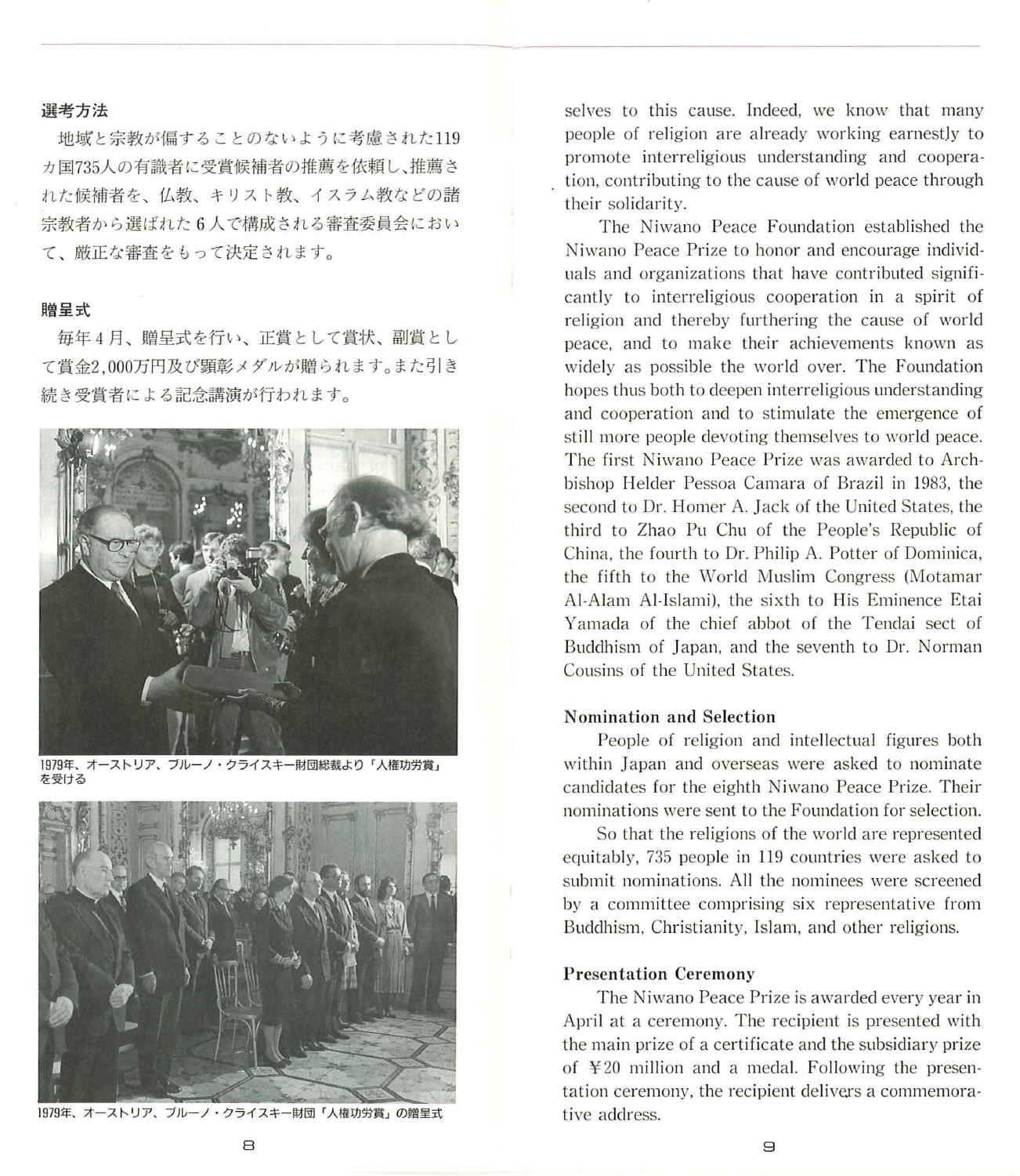### 選考方法

地域と宗教が偏することのないように考慮された119カ国735人の有識者に受賞候補者の推薦を依頼し、推薦された候補者を、仏教、キリスト教、イスラム教などの諸宗教者から選ばれた6人で構成される審査委員会において、厳正な審査をもって決定されます。

### 贈呈式

毎年4月、贈呈式を行い、正賞として賞状、副賞として賞金2,000万円及び顕彰メダルが贈られます。また引き続き受賞者による記念講演が行われます。

1979年、オーストリア、ブルーノ・クライスキー財団総裁より「人権功労賞」を受ける

1979年、オーストリア、ブルーノ・クライスキー財団「人権功労賞」の贈呈式

selves to this cause. Indeed, we know that many people of religion are already working earnestly to promote interreligious understanding and cooperation, contributing to the cause of world peace through their solidarity.

The Niwano Peace Foundation established the Niwano Peace Prize to honor and encourage individuals and organizations that have contributed significantly to interreligious cooperation in a spirit of religion and thereby furthering the cause of world peace, and to make their achievements known as widely as possible the world over. The Foundation hopes thus both to deepen interreligious understanding and cooperation and to stimulate the emergence of still more people devoting themselves to world peace. The first Niwano Peace Prize was awarded to Archbishop Helder Pessoa Camara of Brazil in 1983, the second to Dr. Homer A. Jack of the United States, the third to Zhao Pu Chu of the People's Republic of China, the fourth to Dr. Philip A. Potter of Dominica, the fifth to the World Muslim Congress (Motamar Al-Alam Al-Islami), the sixth to His Eminence Etai Yamada of the chief abbot of the Tendai sect of Buddhism of Japan, and the seventh to Dr. Norman Cousins of the United States.

### Nomination and Selection

People of religion and intellectual figures both within Japan and overseas were asked to nominate candidates for the eighth Niwano Peace Prize. Their nominations were sent to the Foundation for selection.

So that the religions of the world are represented equitably, 735 people in 119 countries were asked to submit nominations. All the nominees were screened by a committee comprising six representative from Buddhism, Christianity, Islam, and other religions.

### Presentation Ceremony

The Niwano Peace Prize is awarded every year in April at a ceremony. The recipient is presented with the main prize of a certificate and the subsidiary prize of ¥20 million and a medal. Following the presentation ceremony, the recipient delivers a commemorative address.